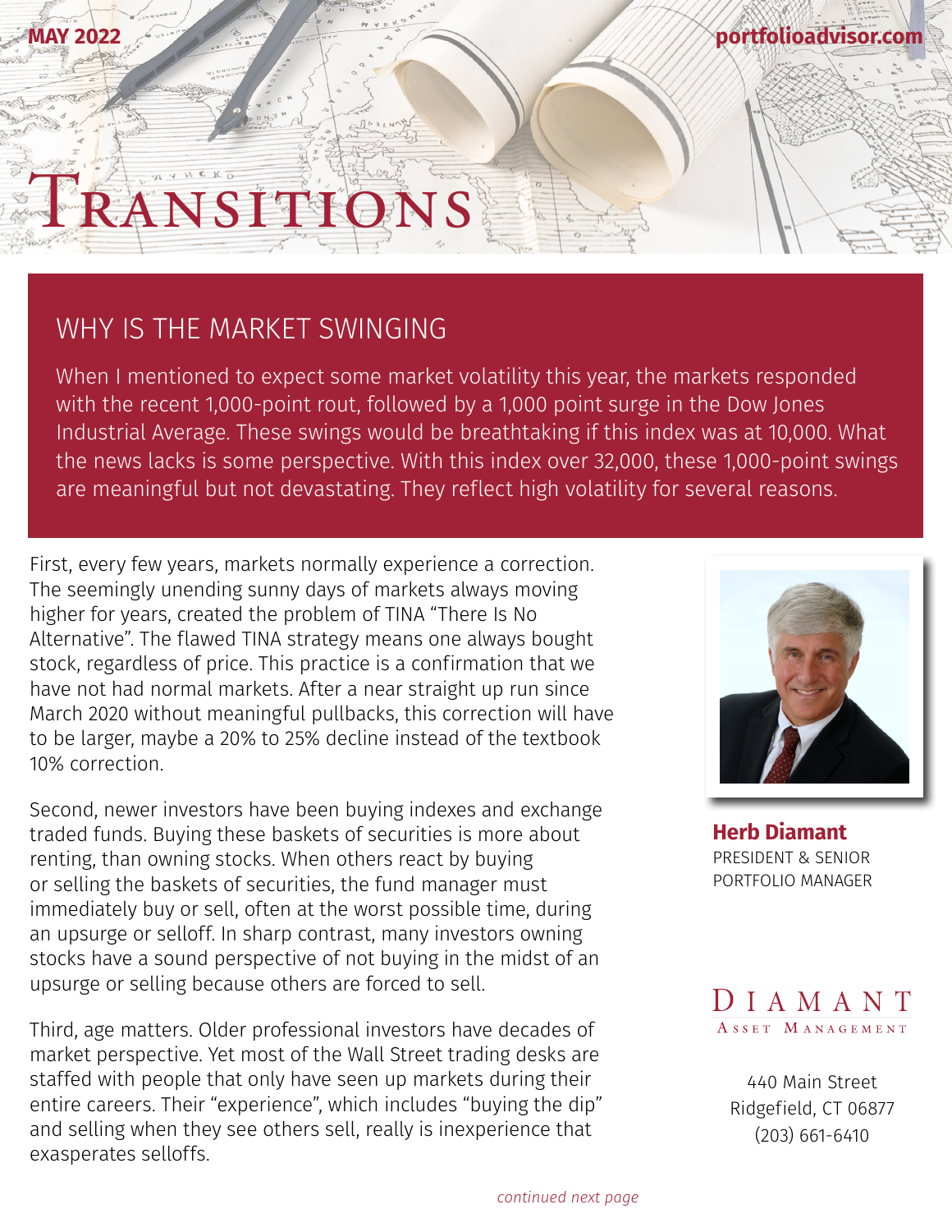MAY 2022 portfolioadvisor.com

# Transitions

## WHY IS THE MARKET SWINGING

When I mentioned to expect some market volatility this year, the markets responded with the recent 1,000-point rout, followed by a 1,000 point surge in the Dow Jones Industrial Average. These swings would be breathtaking if this index was at 10,000. What the news lacks is some perspective. With this index over 32,000, these 1,000-point swings are meaningful but not devastating. They reflect high volatility for several reasons.

First, every few years, markets normally experience a correction. The seemingly unending sunny days of markets always moving higher for years, created the problem of TINA "There Is No Alternative". The flawed TINA strategy means one always bought stock, regardless of price. This practice is a confirmation that we have not had normal markets. After a near straight up run since March 2020 without meaningful pullbacks, this correction will have to be larger, maybe a 20% to 25% decline instead of the textbook 10% correction.

Second, newer investors have been buying indexes and exchange traded funds. Buying these baskets of securities is more about renting, than owning stocks. When others react by buying or selling the baskets of securities, the fund manager must immediately buy or sell, often at the worst possible time, during an upsurge or selloff. In sharp contrast, many investors owning stocks have a sound perspective of not buying in the midst of an upsurge or selling because others are forced to sell.

Third, age matters. Older professional investors have decades of market perspective. Yet most of the Wall Street trading desks are staffed with people that only have seen up markets during their entire careers. Their "experience", which includes "buying the dip" and selling when they see others sell, really is inexperience that exasperates selloffs.

*continued next page*

**Herb Diamant**
PRESIDENT & SENIOR PORTFOLIO MANAGER

DIAMANT ASSET MANAGEMENT

440 Main Street
Ridgefield, CT 06877
(203) 661-6410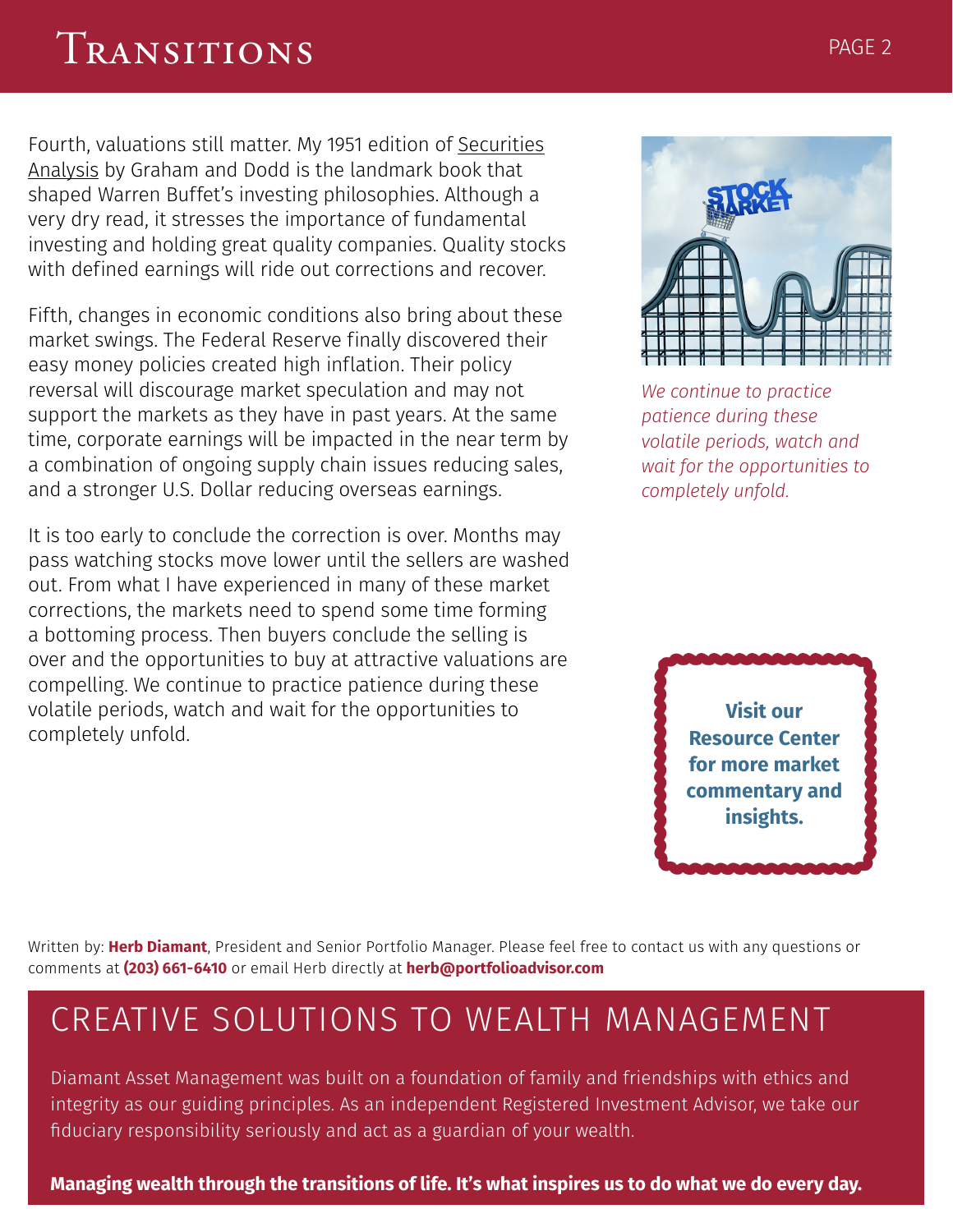Fourth, valuations still matter. My 1951 edition of Securities Analysis by Graham and Dodd is the landmark book that shaped Warren Buffet's investing philosophies. Although a very dry read, it stresses the importance of fundamental investing and holding great quality companies. Quality stocks with defined earnings will ride out corrections and recover.

Fifth, changes in economic conditions also bring about these market swings. The Federal Reserve finally discovered their easy money policies created high inflation. Their policy reversal will discourage market speculation and may not support the markets as they have in past years. At the same time, corporate earnings will be impacted in the near term by a combination of ongoing supply chain issues reducing sales, and a stronger U.S. Dollar reducing overseas earnings.

It is too early to conclude the correction is over. Months may pass watching stocks move lower until the sellers are washed out. From what I have experienced in many of these market corrections, the markets need to spend some time forming a bottoming process. Then buyers conclude the selling is over and the opportunities to buy at attractive valuations are compelling. We continue to practice patience during these volatile periods, watch and wait for the opportunities to completely unfold.

*We continue to practice patience during these volatile periods, watch and wait for the opportunities to completely unfold.*

**Visit our Resource Center for more market commentary and insights.**

Written by: **Herb Diamant**, President and Senior Portfolio Manager. Please feel free to contact us with any questions or comments at **(203) 661-6410** or email Herb directly at **herb@portfolioadvisor.com**

## CREATIVE SOLUTIONS TO WEALTH MANAGEMENT

Diamant Asset Management was built on a foundation of family and friendships with ethics and integrity as our guiding principles. As an independent Registered Investment Advisor, we take our fiduciary responsibility seriously and act as a guardian of your wealth.

**Managing wealth through the transitions of life. It's what inspires us to do what we do every day.**